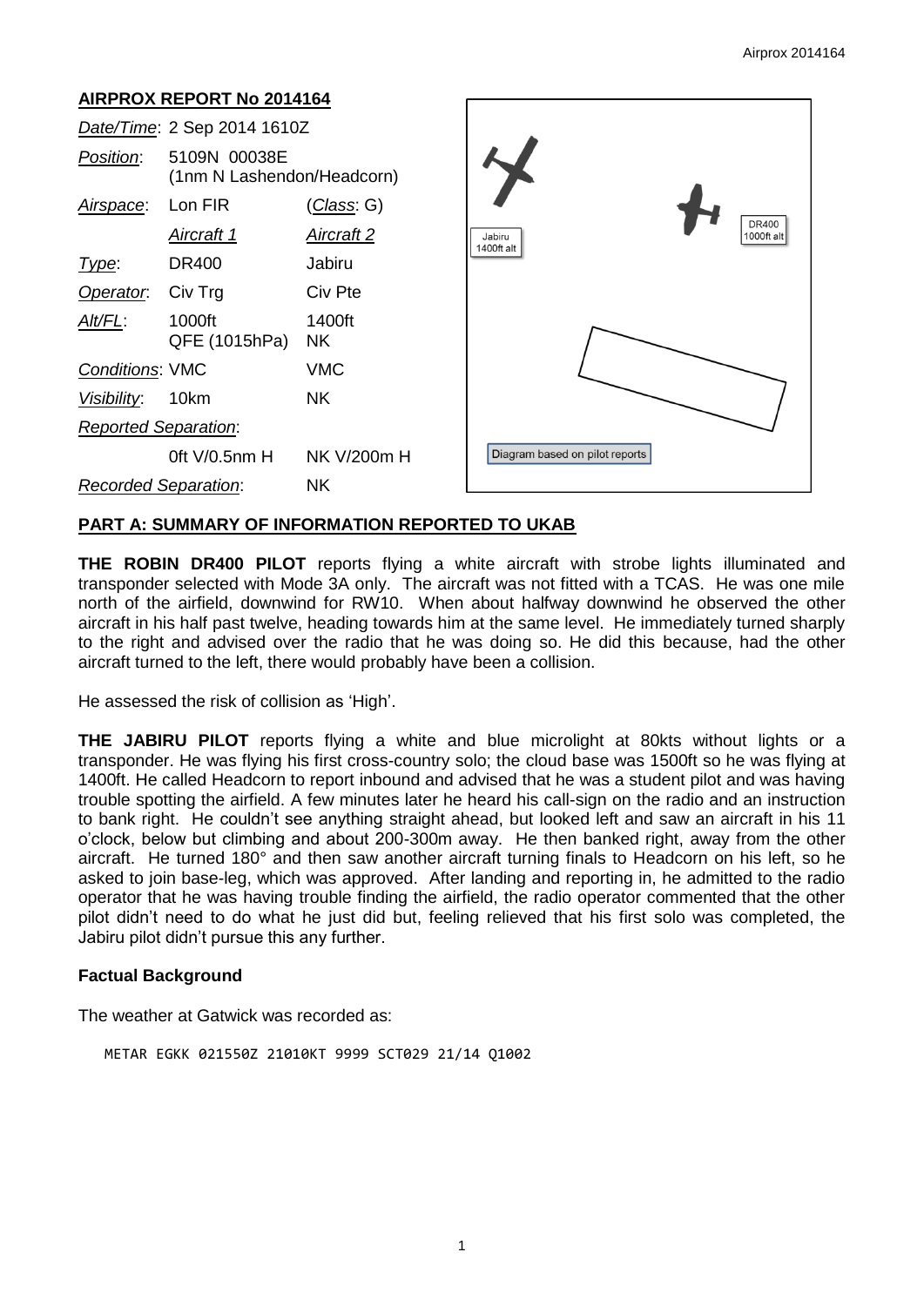## AIRPROX REPORT No 2014164

| | | |
|---|---|---|
| *Date/Time*: | 2 Sep 2014 1610Z | |
| *Position*: | 5109N 00038E (1nm N Lashendon/Headcorn) | |
| *Airspace*: | Lon FIR | (*Class*: G) |
| | *Aircraft 1* | *Aircraft 2* |
| *Type*: | DR400 | Jabiru |
| *Operator*: | Civ Trg | Civ Pte |
| *Alt/FL*: | 1000ft QFE (1015hPa) | 1400ft NK |
| *Conditions*: | VMC | VMC |
| *Visibility*: | 10km | NK |
| *Reported Separation*: | | |
| | 0ft V/0.5nm H | NK V/200m H |
| *Recorded Separation*: | | NK |

Jabiru
1400ft alt
DR400
1000ft alt
Diagram based on pilot reports

### PART A: SUMMARY OF INFORMATION REPORTED TO UKAB

**THE ROBIN DR400 PILOT** reports flying a white aircraft with strobe lights illuminated and transponder selected with Mode 3A only. The aircraft was not fitted with a TCAS. He was one mile north of the airfield, downwind for RW10. When about halfway downwind he observed the other aircraft in his half past twelve, heading towards him at the same level. He immediately turned sharply to the right and advised over the radio that he was doing so. He did this because, had the other aircraft turned to the left, there would probably have been a collision.

He assessed the risk of collision as 'High'.

**THE JABIRU PILOT** reports flying a white and blue microlight at 80kts without lights or a transponder. He was flying his first cross-country solo; the cloud base was 1500ft so he was flying at 1400ft. He called Headcorn to report inbound and advised that he was a student pilot and was having trouble spotting the airfield. A few minutes later he heard his call-sign on the radio and an instruction to bank right. He couldn't see anything straight ahead, but looked left and saw an aircraft in his 11 o'clock, below but climbing and about 200-300m away. He then banked right, away from the other aircraft. He turned 180° and then saw another aircraft turning finals to Headcorn on his left, so he asked to join base-leg, which was approved. After landing and reporting in, he admitted to the radio operator that he was having trouble finding the airfield, the radio operator commented that the other pilot didn't need to do what he just did but, feeling relieved that his first solo was completed, the Jabiru pilot didn't pursue this any further.

### Factual Background

The weather at Gatwick was recorded as:

```
METAR EGKK 021550Z 21010KT 9999 SCT029 21/14 Q1002
```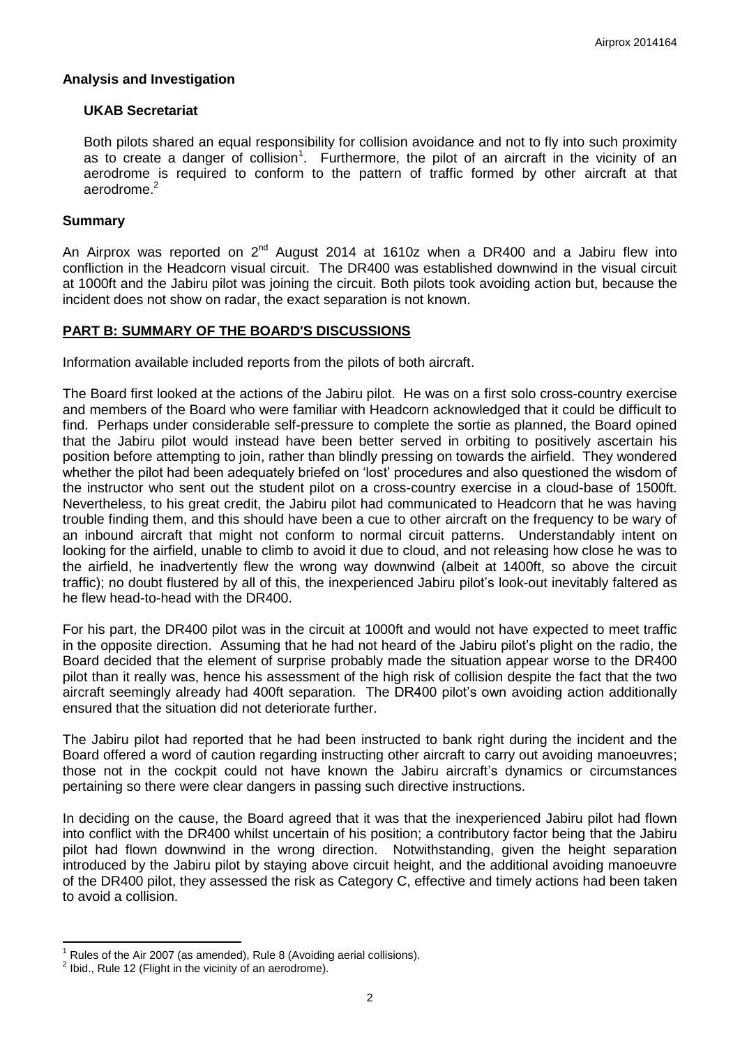## Analysis and Investigation

### UKAB Secretariat

Both pilots shared an equal responsibility for collision avoidance and not to fly into such proximity as to create a danger of collision[1]. Furthermore, the pilot of an aircraft in the vicinity of an aerodrome is required to conform to the pattern of traffic formed by other aircraft at that aerodrome.[2]

## Summary

An Airprox was reported on 2nd August 2014 at 1610z when a DR400 and a Jabiru flew into confliction in the Headcorn visual circuit. The DR400 was established downwind in the visual circuit at 1000ft and the Jabiru pilot was joining the circuit. Both pilots took avoiding action but, because the incident does not show on radar, the exact separation is not known.

## PART B: SUMMARY OF THE BOARD'S DISCUSSIONS

Information available included reports from the pilots of both aircraft.

The Board first looked at the actions of the Jabiru pilot. He was on a first solo cross-country exercise and members of the Board who were familiar with Headcorn acknowledged that it could be difficult to find. Perhaps under considerable self-pressure to complete the sortie as planned, the Board opined that the Jabiru pilot would instead have been better served in orbiting to positively ascertain his position before attempting to join, rather than blindly pressing on towards the airfield. They wondered whether the pilot had been adequately briefed on 'lost' procedures and also questioned the wisdom of the instructor who sent out the student pilot on a cross-country exercise in a cloud-base of 1500ft. Nevertheless, to his great credit, the Jabiru pilot had communicated to Headcorn that he was having trouble finding them, and this should have been a cue to other aircraft on the frequency to be wary of an inbound aircraft that might not conform to normal circuit patterns. Understandably intent on looking for the airfield, unable to climb to avoid it due to cloud, and not releasing how close he was to the airfield, he inadvertently flew the wrong way downwind (albeit at 1400ft, so above the circuit traffic); no doubt flustered by all of this, the inexperienced Jabiru pilot's look-out inevitably faltered as he flew head-to-head with the DR400.

For his part, the DR400 pilot was in the circuit at 1000ft and would not have expected to meet traffic in the opposite direction. Assuming that he had not heard of the Jabiru pilot's plight on the radio, the Board decided that the element of surprise probably made the situation appear worse to the DR400 pilot than it really was, hence his assessment of the high risk of collision despite the fact that the two aircraft seemingly already had 400ft separation. The DR400 pilot's own avoiding action additionally ensured that the situation did not deteriorate further.

The Jabiru pilot had reported that he had been instructed to bank right during the incident and the Board offered a word of caution regarding instructing other aircraft to carry out avoiding manoeuvres; those not in the cockpit could not have known the Jabiru aircraft's dynamics or circumstances pertaining so there were clear dangers in passing such directive instructions.

In deciding on the cause, the Board agreed that it was that the inexperienced Jabiru pilot had flown into conflict with the DR400 whilst uncertain of his position; a contributory factor being that the Jabiru pilot had flown downwind in the wrong direction. Notwithstanding, given the height separation introduced by the Jabiru pilot by staying above circuit height, and the additional avoiding manoeuvre of the DR400 pilot, they assessed the risk as Category C, effective and timely actions had been taken to avoid a collision.

---

[1] Rules of the Air 2007 (as amended), Rule 8 (Avoiding aerial collisions).

[2] Ibid., Rule 12 (Flight in the vicinity of an aerodrome).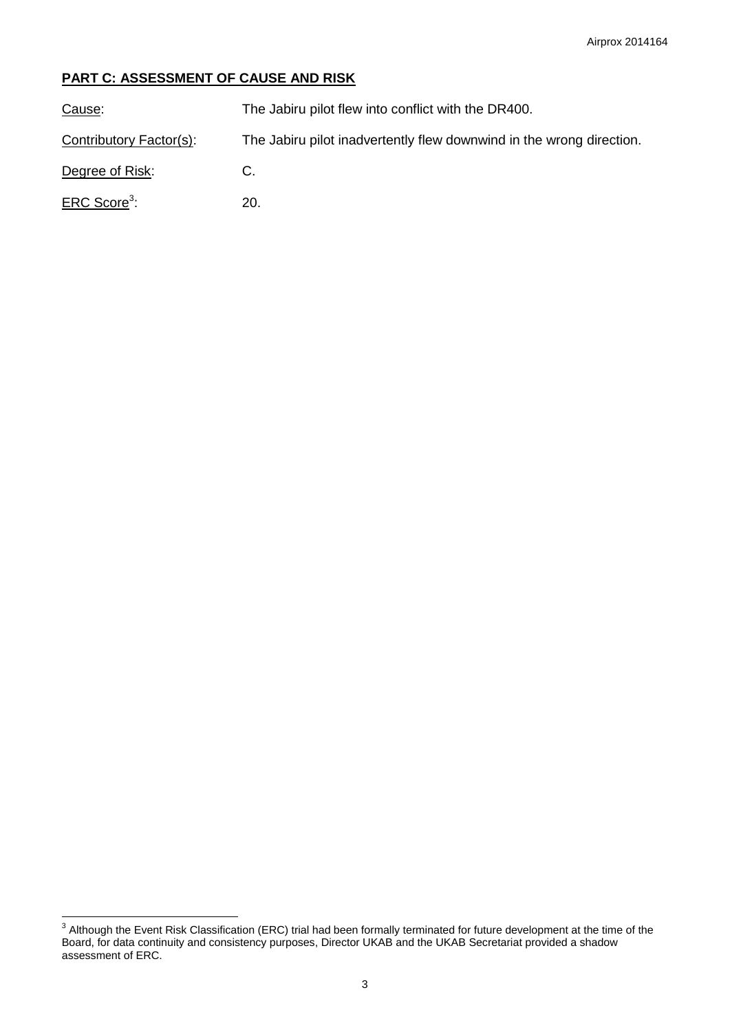**PART C: ASSESSMENT OF CAUSE AND RISK**

Cause: The Jabiru pilot flew into conflict with the DR400.

Contributory Factor(s): The Jabiru pilot inadvertently flew downwind in the wrong direction.

Degree of Risk: C.

ERC Score[3]: 20.

[3] Although the Event Risk Classification (ERC) trial had been formally terminated for future development at the time of the Board, for data continuity and consistency purposes, Director UKAB and the UKAB Secretariat provided a shadow assessment of ERC.